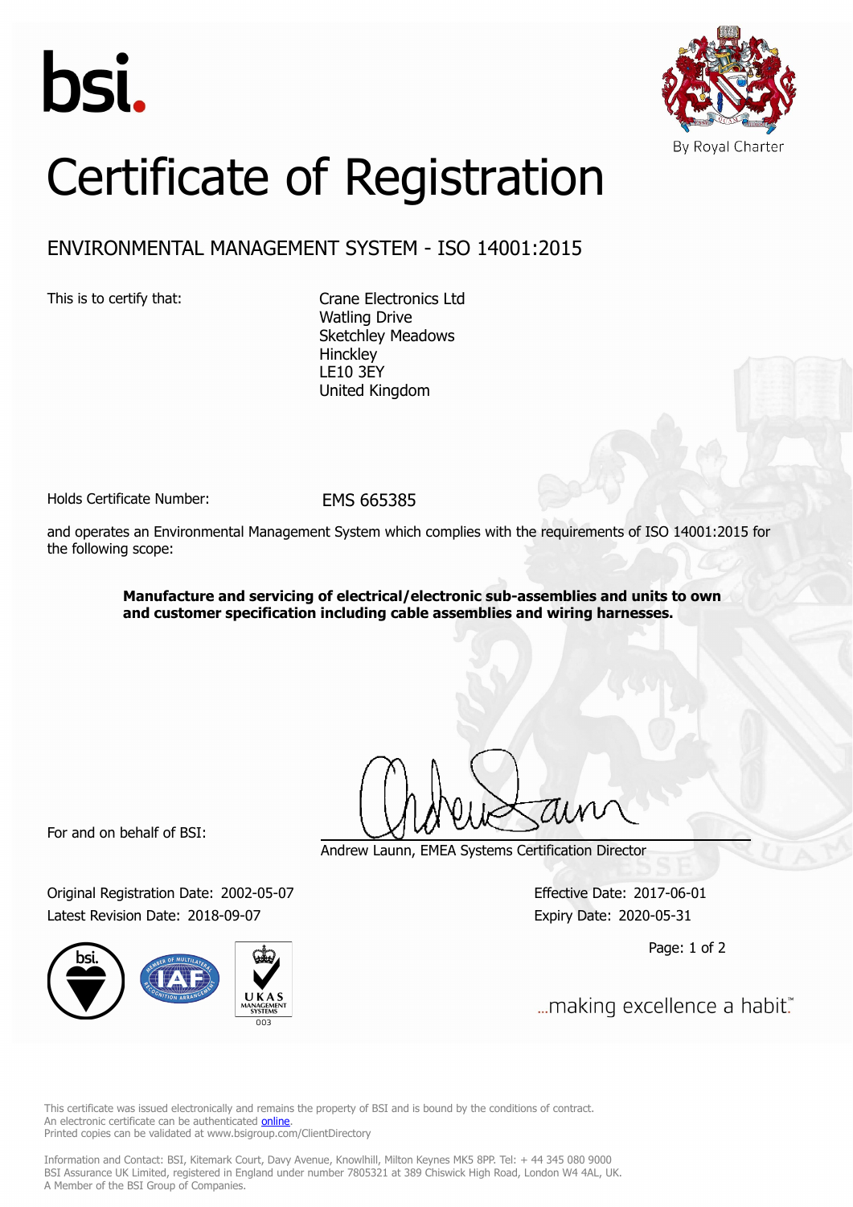bsi.

By Royal Charter

# Certificate of Registration

## ENVIRONMENTAL MANAGEMENT SYSTEM - ISO 14001:2015

This is to certify that:

Crane Electronics Ltd
Watling Drive
Sketchley Meadows
Hinckley
LE10 3EY
United Kingdom

Holds Certificate Number: EMS 665385

and operates an Environmental Management System which complies with the requirements of ISO 14001:2015 for the following scope:

**Manufacture and servicing of electrical/electronic sub-assemblies and units to own and customer specification including cable assemblies and wiring harnesses.**

For and on behalf of BSI:

Andrew Launn, EMEA Systems Certification Director

Original Registration Date: 2002-05-07
Latest Revision Date: 2018-09-07

Effective Date: 2017-06-01
Expiry Date: 2020-05-31

...making excellence a habit.™

This certificate was issued electronically and remains the property of BSI and is bound by the conditions of contract.
An electronic certificate can be authenticated online.
Printed copies can be validated at www.bsigroup.com/ClientDirectory

Information and Contact: BSI, Kitemark Court, Davy Avenue, Knowlhill, Milton Keynes MK5 8PP. Tel: + 44 345 080 9000
BSI Assurance UK Limited, registered in England under number 7805321 at 389 Chiswick High Road, London W4 4AL, UK.
A Member of the BSI Group of Companies.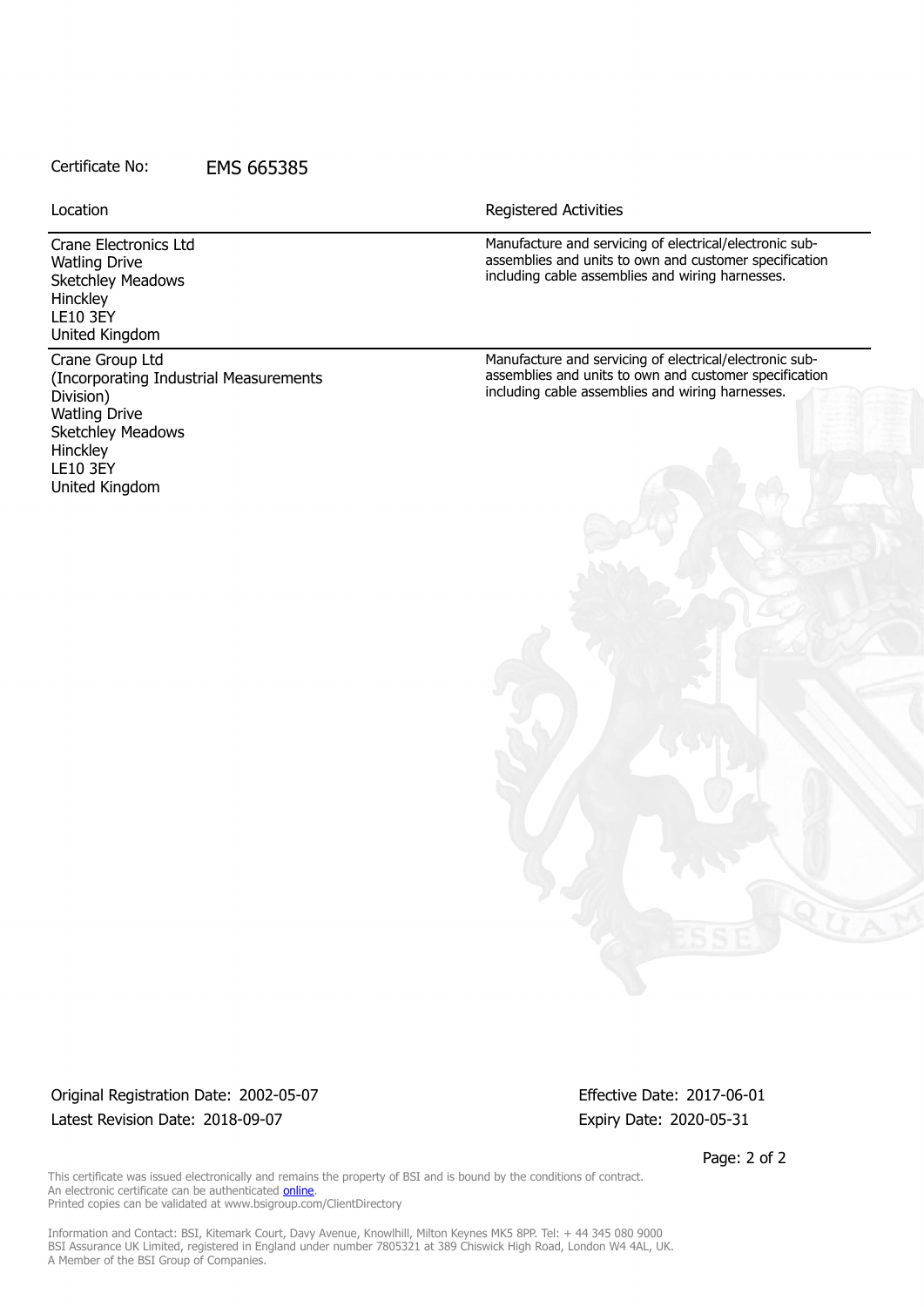Certificate No: EMS 665385

| Location | Registered Activities |
| --- | --- |
| Crane Electronics Ltd<br>Watling Drive<br>Sketchley Meadows<br>Hinckley<br>LE10 3EY<br>United Kingdom | Manufacture and servicing of electrical/electronic sub-assemblies and units to own and customer specification including cable assemblies and wiring harnesses. |
| Crane Group Ltd<br>(Incorporating Industrial Measurements Division)<br>Watling Drive<br>Sketchley Meadows<br>Hinckley<br>LE10 3EY<br>United Kingdom | Manufacture and servicing of electrical/electronic sub-assemblies and units to own and customer specification including cable assemblies and wiring harnesses. |

Original Registration Date: 2002-05-07

Latest Revision Date: 2018-09-07

Effective Date: 2017-06-01

Expiry Date: 2020-05-31

This certificate was issued electronically and remains the property of BSI and is bound by the conditions of contract.
An electronic certificate can be authenticated online.
Printed copies can be validated at www.bsigroup.com/ClientDirectory

Information and Contact: BSI, Kitemark Court, Davy Avenue, Knowlhill, Milton Keynes MK5 8PP. Tel: + 44 345 080 9000
BSI Assurance UK Limited, registered in England under number 7805321 at 389 Chiswick High Road, London W4 4AL, UK.
A Member of the BSI Group of Companies.